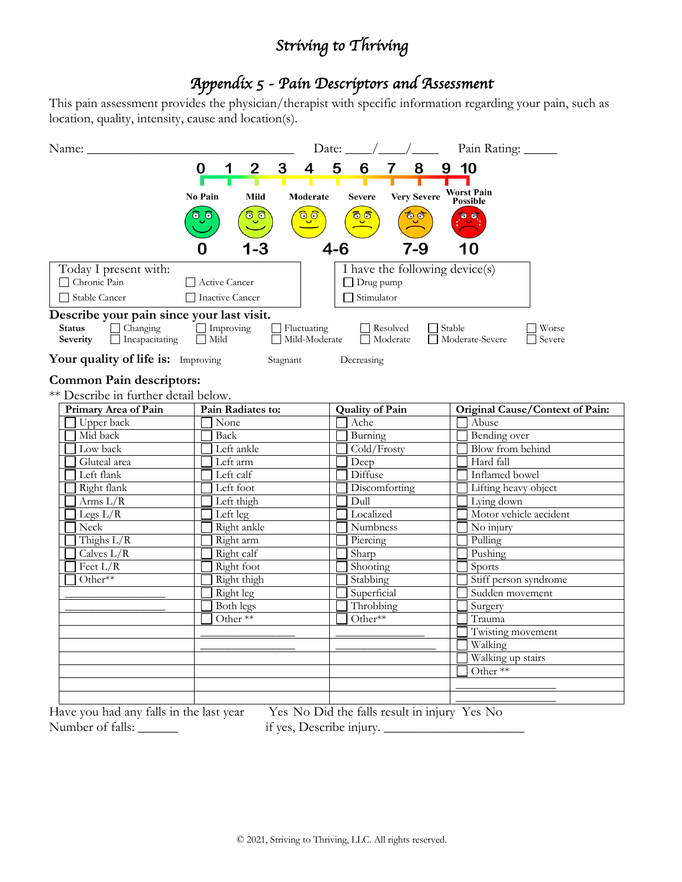# Striving to Thriving

## Appendix 5 - Pain Descriptors and Assessment

This pain assessment provides the physician/therapist with specific information regarding your pain, such as location, quality, intensity, cause and location(s).

Name: ______________________________ Date: ____/____/____ Pain Rating: _____

0 1 2 3 4 5 6 7 8 9 10

| No Pain | Mild | Moderate | Severe | Very Severe | Worst Pain Possible |
|---|---|---|---|---|---|
| 0 | 1-3 | 4-6 | | 7-9 | 10 |

**Today I present with:**
- ☐ Chronic Pain
- ☐ Active Cancer
- ☐ Stable Cancer
- ☐ Inactive Cancer

**I have the following device(s)**
- ☐ Drug pump
- ☐ Stimulator

**Describe your pain since your last visit.**

**Status** ☐ Changing ☐ Improving ☐ Fluctuating ☐ Resolved ☐ Stable ☐ Worse
**Severity** ☐ Incapacitating ☐ Mild ☐ Mild-Moderate ☐ Moderate ☐ Moderate-Severe ☐ Severe

**Your quality of life is:** Improving Stagnant Decreasing

**Common Pain descriptors:**

** Describe in further detail below.

| Primary Area of Pain | Pain Radiates to: | Quality of Pain | Original Cause/Context of Pain: |
|---|---|---|---|
| ☐ Upper back | ☐ None | ☐ Ache | ☐ Abuse |
| ☐ Mid back | ☐ Back | ☐ Burning | ☐ Bending over |
| ☐ Low back | ☐ Left ankle | ☐ Cold/Frosty | ☐ Blow from behind |
| ☐ Gluteal area | ☐ Left arm | ☐ Deep | ☐ Hard fall |
| ☐ Left flank | ☐ Left calf | ☐ Diffuse | ☐ Inflamed bowel |
| ☐ Right flank | ☐ Left foot | ☐ Discomforting | ☐ Lifting heavy object |
| ☐ Arms L/R | ☐ Left thigh | ☐ Dull | ☐ Lying down |
| ☐ Legs L/R | ☐ Left leg | ☐ Localized | ☐ Motor vehicle accident |
| ☐ Neck | ☐ Right ankle | ☐ Numbness | ☐ No injury |
| ☐ Thighs L/R | ☐ Right arm | ☐ Piercing | ☐ Pulling |
| ☐ Calves L/R | ☐ Right calf | ☐ Sharp | ☐ Pushing |
| ☐ Feet L/R | ☐ Right foot | ☐ Shooting | ☐ Sports |
| ☐ Other** | ☐ Right thigh | ☐ Stabbing | ☐ Stiff person syndrome |
| ________________ | ☐ Right leg | ☐ Superficial | ☐ Sudden movement |
| ________________ | ☐ Both legs | ☐ Throbbing | ☐ Surgery |
| | ☐ Other ** | ☐ Other** | ☐ Trauma |
| | ________________ | ________________ | ☐ Twisting movement |
| | ________________ | ________________ | ☐ Walking |
| | | | ☐ Walking up stairs |
| | | | ☐ Other ** |
| | | | ________________ |
| | | | ________________ |

Have you had any falls in the last year Yes No Did the falls result in injury Yes No

Number of falls: ______ if yes, Describe injury. ______________________

© 2021, Striving to Thriving, LLC. All rights reserved.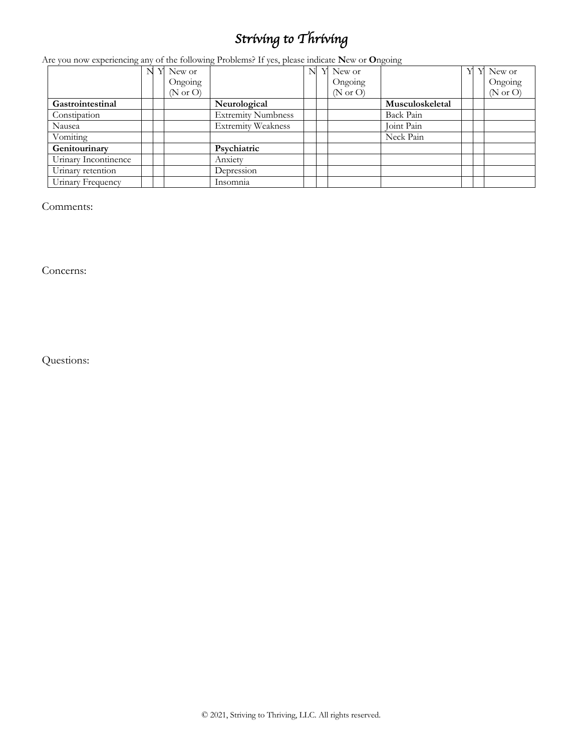# *Striving to Thriving*

Are you now experiencing any of the following Problems? If yes, please indicate **N**ew or **O**ngoing

| | N | Y | New or Ongoing (N or O) | | N | Y | New or Ongoing (N or O) | | Y | Y | New or Ongoing (N or O) |
|---|---|---|---|---|---|---|---|---|---|---|---|
| **Gastrointestinal** | | | | **Neurological** | | | | **Musculoskeletal** | | | |
| Constipation | | | | Extremity Numbness | | | | Back Pain | | | |
| Nausea | | | | Extremity Weakness | | | | Joint Pain | | | |
| Vomiting | | | | | | | | Neck Pain | | | |
| **Genitourinary** | | | | **Psychiatric** | | | | | | | |
| Urinary Incontinence | | | | Anxiety | | | | | | | |
| Urinary retention | | | | Depression | | | | | | | |
| Urinary Frequency | | | | Insomnia | | | | | | | |

Comments:

Concerns:

Questions:

© 2021, Striving to Thriving, LLC. All rights reserved.